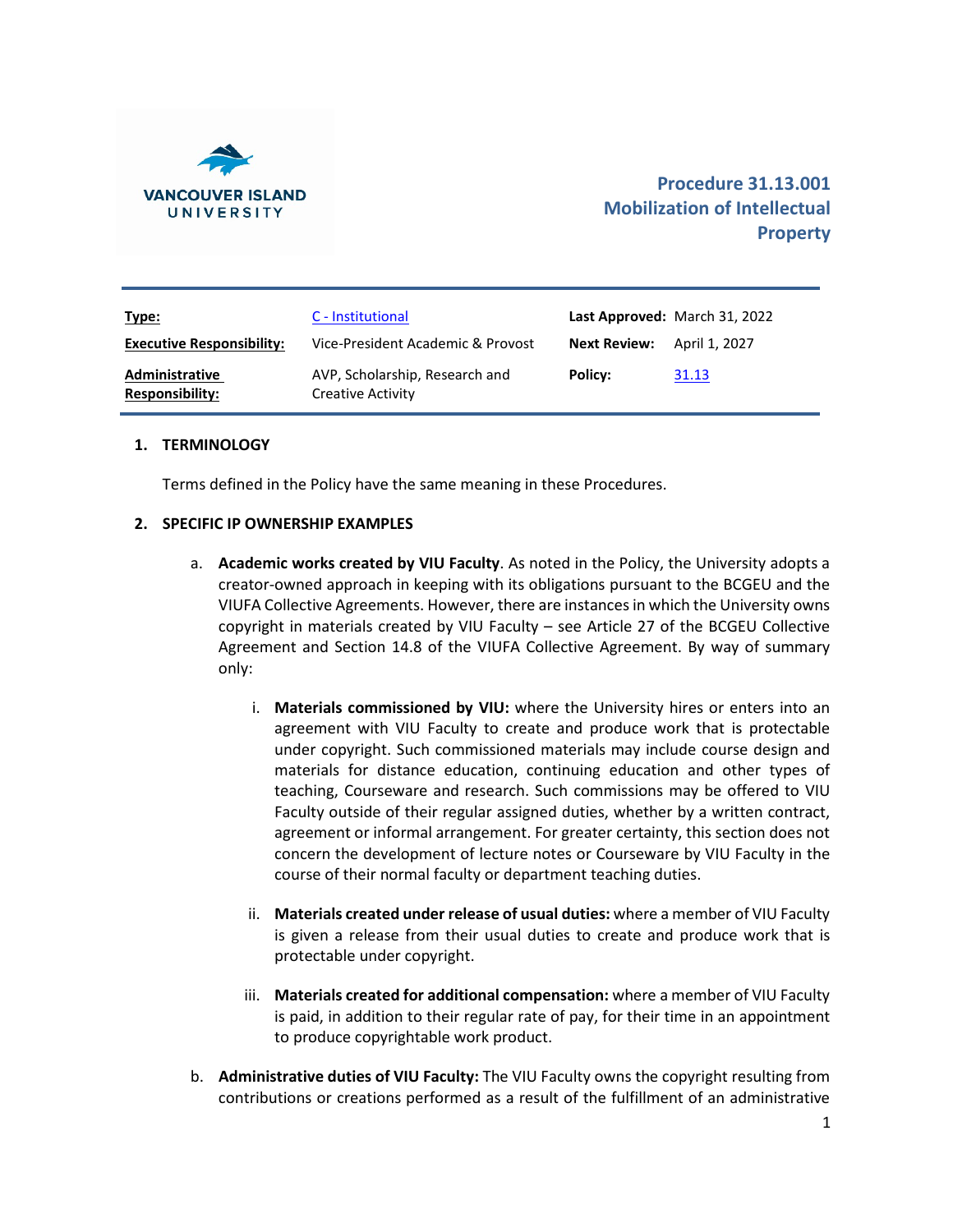VANCOUVER ISLAND UNIVERSITY

# Procedure 31.13.001 Mobilization of Intellectual Property

| **Type:** | C - Institutional | **Last Approved:** | March 31, 2022 |
| --- | --- | --- | --- |
| **Executive Responsibility:** | Vice-President Academic & Provost | **Next Review:** | April 1, 2027 |
| **Administrative Responsibility:** | AVP, Scholarship, Research and Creative Activity | **Policy:** | 31.13 |

## 1. TERMINOLOGY

Terms defined in the Policy have the same meaning in these Procedures.

## 2. SPECIFIC IP OWNERSHIP EXAMPLES

a. **Academic works created by VIU Faculty**. As noted in the Policy, the University adopts a creator-owned approach in keeping with its obligations pursuant to the BCGEU and the VIUFA Collective Agreements. However, there are instances in which the University owns copyright in materials created by VIU Faculty – see Article 27 of the BCGEU Collective Agreement and Section 14.8 of the VIUFA Collective Agreement. By way of summary only:

   i. **Materials commissioned by VIU:** where the University hires or enters into an agreement with VIU Faculty to create and produce work that is protectable under copyright. Such commissioned materials may include course design and materials for distance education, continuing education and other types of teaching, Courseware and research. Such commissions may be offered to VIU Faculty outside of their regular assigned duties, whether by a written contract, agreement or informal arrangement. For greater certainty, this section does not concern the development of lecture notes or Courseware by VIU Faculty in the course of their normal faculty or department teaching duties.

   ii. **Materials created under release of usual duties:** where a member of VIU Faculty is given a release from their usual duties to create and produce work that is protectable under copyright.

   iii. **Materials created for additional compensation:** where a member of VIU Faculty is paid, in addition to their regular rate of pay, for their time in an appointment to produce copyrightable work product.

b. **Administrative duties of VIU Faculty:** The VIU Faculty owns the copyright resulting from contributions or creations performed as a result of the fulfillment of an administrative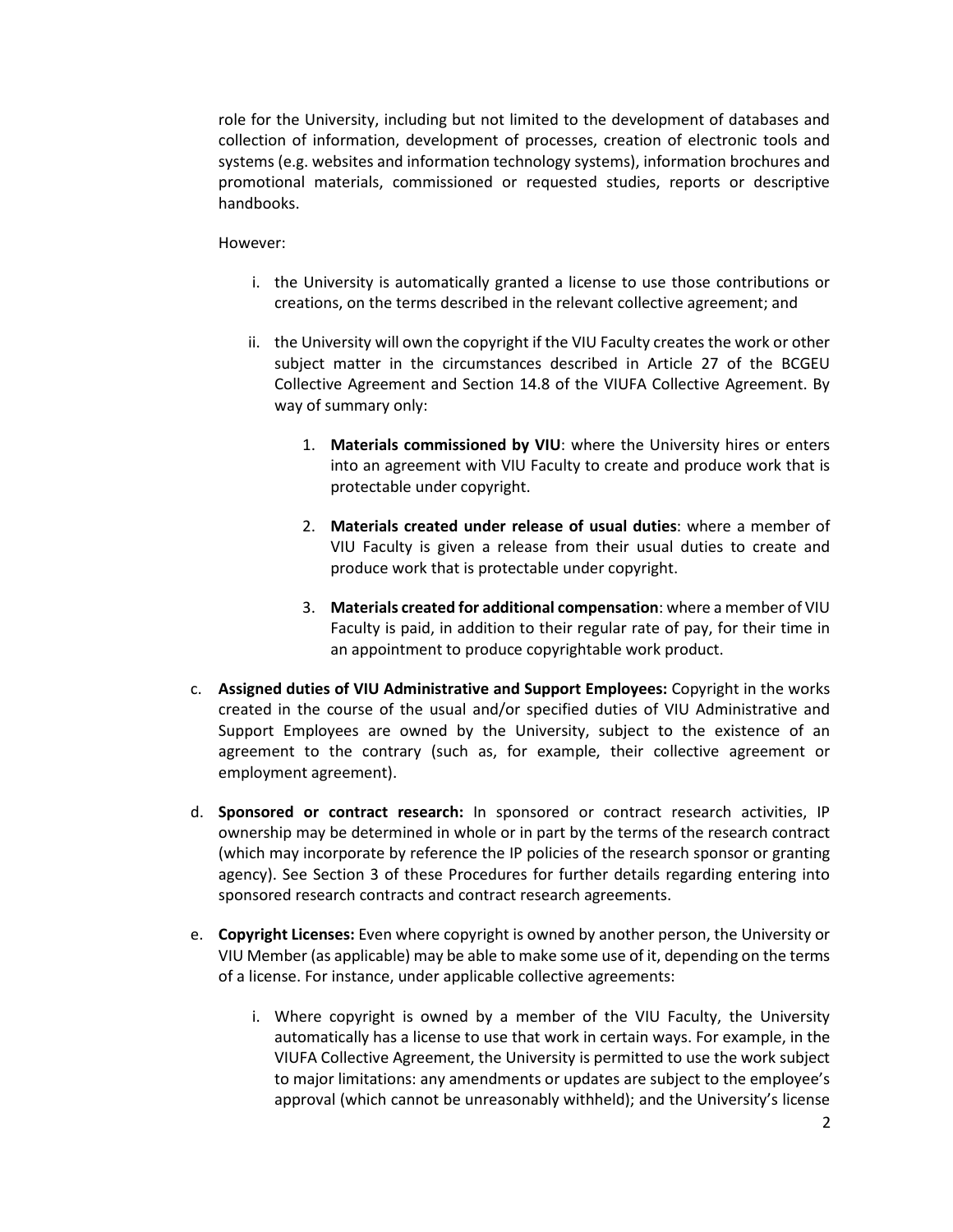role for the University, including but not limited to the development of databases and collection of information, development of processes, creation of electronic tools and systems (e.g. websites and information technology systems), information brochures and promotional materials, commissioned or requested studies, reports or descriptive handbooks.

However:

i. the University is automatically granted a license to use those contributions or creations, on the terms described in the relevant collective agreement; and

ii. the University will own the copyright if the VIU Faculty creates the work or other subject matter in the circumstances described in Article 27 of the BCGEU Collective Agreement and Section 14.8 of the VIUFA Collective Agreement. By way of summary only:

   1. **Materials commissioned by VIU**: where the University hires or enters into an agreement with VIU Faculty to create and produce work that is protectable under copyright.

   2. **Materials created under release of usual duties**: where a member of VIU Faculty is given a release from their usual duties to create and produce work that is protectable under copyright.

   3. **Materials created for additional compensation**: where a member of VIU Faculty is paid, in addition to their regular rate of pay, for their time in an appointment to produce copyrightable work product.

c. **Assigned duties of VIU Administrative and Support Employees:** Copyright in the works created in the course of the usual and/or specified duties of VIU Administrative and Support Employees are owned by the University, subject to the existence of an agreement to the contrary (such as, for example, their collective agreement or employment agreement).

d. **Sponsored or contract research:** In sponsored or contract research activities, IP ownership may be determined in whole or in part by the terms of the research contract (which may incorporate by reference the IP policies of the research sponsor or granting agency). See Section 3 of these Procedures for further details regarding entering into sponsored research contracts and contract research agreements.

e. **Copyright Licenses:** Even where copyright is owned by another person, the University or VIU Member (as applicable) may be able to make some use of it, depending on the terms of a license. For instance, under applicable collective agreements:

i. Where copyright is owned by a member of the VIU Faculty, the University automatically has a license to use that work in certain ways. For example, in the VIUFA Collective Agreement, the University is permitted to use the work subject to major limitations: any amendments or updates are subject to the employee's approval (which cannot be unreasonably withheld); and the University's license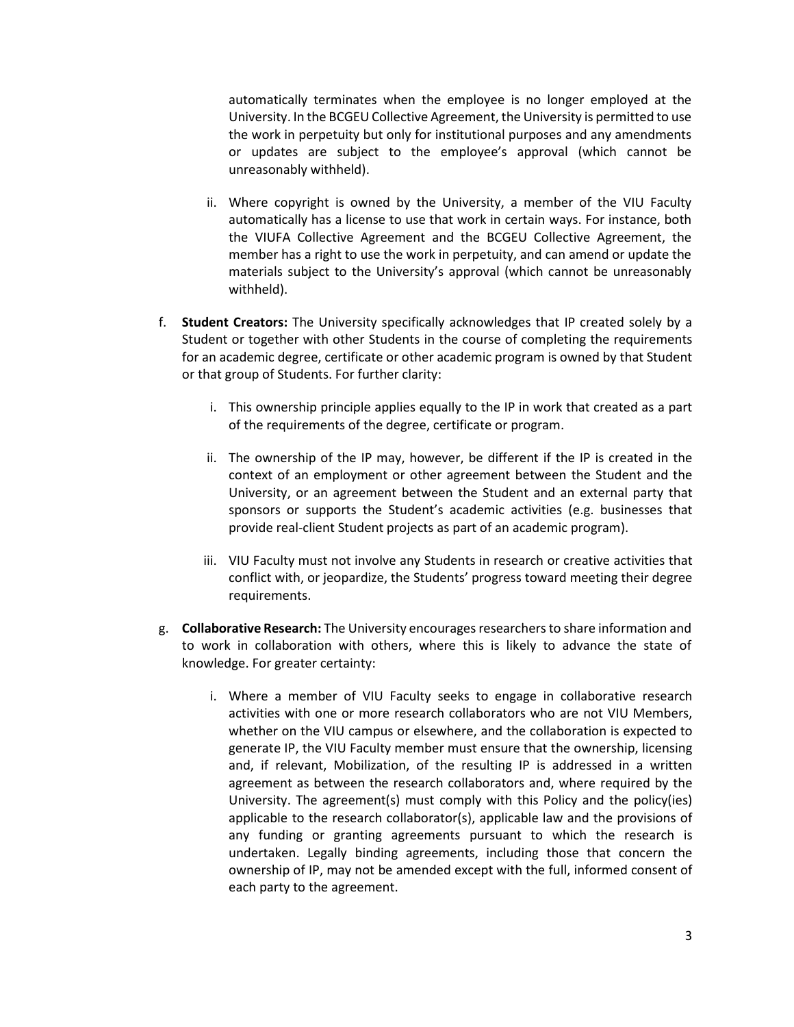automatically terminates when the employee is no longer employed at the University. In the BCGEU Collective Agreement, the University is permitted to use the work in perpetuity but only for institutional purposes and any amendments or updates are subject to the employee's approval (which cannot be unreasonably withheld).

ii. Where copyright is owned by the University, a member of the VIU Faculty automatically has a license to use that work in certain ways. For instance, both the VIUFA Collective Agreement and the BCGEU Collective Agreement, the member has a right to use the work in perpetuity, and can amend or update the materials subject to the University's approval (which cannot be unreasonably withheld).

f. **Student Creators:** The University specifically acknowledges that IP created solely by a Student or together with other Students in the course of completing the requirements for an academic degree, certificate or other academic program is owned by that Student or that group of Students. For further clarity:

i. This ownership principle applies equally to the IP in work that created as a part of the requirements of the degree, certificate or program.

ii. The ownership of the IP may, however, be different if the IP is created in the context of an employment or other agreement between the Student and the University, or an agreement between the Student and an external party that sponsors or supports the Student's academic activities (e.g. businesses that provide real-client Student projects as part of an academic program).

iii. VIU Faculty must not involve any Students in research or creative activities that conflict with, or jeopardize, the Students' progress toward meeting their degree requirements.

g. **Collaborative Research:** The University encourages researchers to share information and to work in collaboration with others, where this is likely to advance the state of knowledge. For greater certainty:

i. Where a member of VIU Faculty seeks to engage in collaborative research activities with one or more research collaborators who are not VIU Members, whether on the VIU campus or elsewhere, and the collaboration is expected to generate IP, the VIU Faculty member must ensure that the ownership, licensing and, if relevant, Mobilization, of the resulting IP is addressed in a written agreement as between the research collaborators and, where required by the University. The agreement(s) must comply with this Policy and the policy(ies) applicable to the research collaborator(s), applicable law and the provisions of any funding or granting agreements pursuant to which the research is undertaken. Legally binding agreements, including those that concern the ownership of IP, may not be amended except with the full, informed consent of each party to the agreement.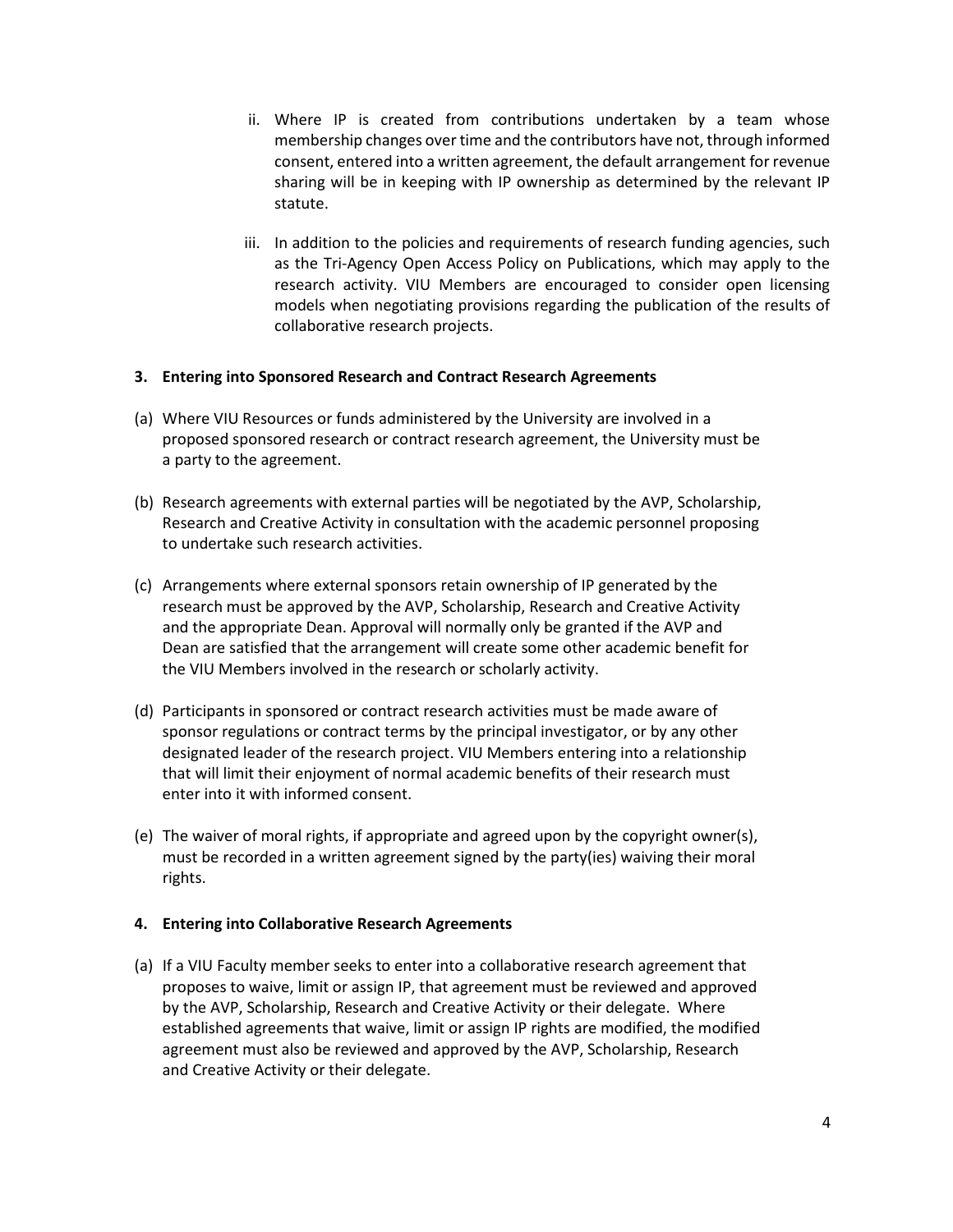ii. Where IP is created from contributions undertaken by a team whose membership changes over time and the contributors have not, through informed consent, entered into a written agreement, the default arrangement for revenue sharing will be in keeping with IP ownership as determined by the relevant IP statute.

iii. In addition to the policies and requirements of research funding agencies, such as the Tri-Agency Open Access Policy on Publications, which may apply to the research activity. VIU Members are encouraged to consider open licensing models when negotiating provisions regarding the publication of the results of collaborative research projects.

**3. Entering into Sponsored Research and Contract Research Agreements**

(a) Where VIU Resources or funds administered by the University are involved in a proposed sponsored research or contract research agreement, the University must be a party to the agreement.

(b) Research agreements with external parties will be negotiated by the AVP, Scholarship, Research and Creative Activity in consultation with the academic personnel proposing to undertake such research activities.

(c) Arrangements where external sponsors retain ownership of IP generated by the research must be approved by the AVP, Scholarship, Research and Creative Activity and the appropriate Dean. Approval will normally only be granted if the AVP and Dean are satisfied that the arrangement will create some other academic benefit for the VIU Members involved in the research or scholarly activity.

(d) Participants in sponsored or contract research activities must be made aware of sponsor regulations or contract terms by the principal investigator, or by any other designated leader of the research project. VIU Members entering into a relationship that will limit their enjoyment of normal academic benefits of their research must enter into it with informed consent.

(e) The waiver of moral rights, if appropriate and agreed upon by the copyright owner(s), must be recorded in a written agreement signed by the party(ies) waiving their moral rights.

**4. Entering into Collaborative Research Agreements**

(a) If a VIU Faculty member seeks to enter into a collaborative research agreement that proposes to waive, limit or assign IP, that agreement must be reviewed and approved by the AVP, Scholarship, Research and Creative Activity or their delegate. Where established agreements that waive, limit or assign IP rights are modified, the modified agreement must also be reviewed and approved by the AVP, Scholarship, Research and Creative Activity or their delegate.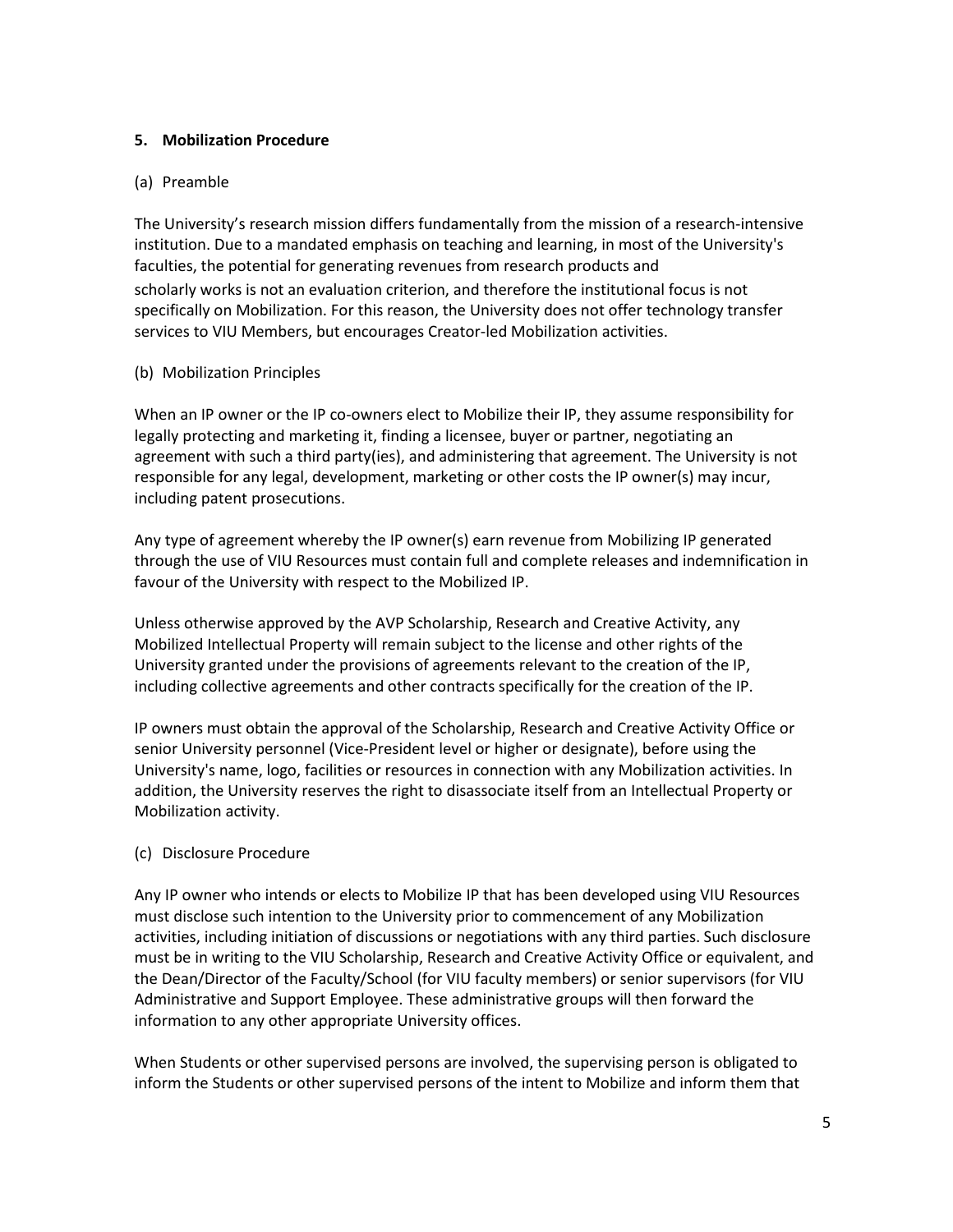## 5. Mobilization Procedure

### (a) Preamble

The University's research mission differs fundamentally from the mission of a research-intensive institution. Due to a mandated emphasis on teaching and learning, in most of the University's faculties, the potential for generating revenues from research products and scholarly works is not an evaluation criterion, and therefore the institutional focus is not specifically on Mobilization. For this reason, the University does not offer technology transfer services to VIU Members, but encourages Creator-led Mobilization activities.

### (b) Mobilization Principles

When an IP owner or the IP co-owners elect to Mobilize their IP, they assume responsibility for legally protecting and marketing it, finding a licensee, buyer or partner, negotiating an agreement with such a third party(ies), and administering that agreement. The University is not responsible for any legal, development, marketing or other costs the IP owner(s) may incur, including patent prosecutions.

Any type of agreement whereby the IP owner(s) earn revenue from Mobilizing IP generated through the use of VIU Resources must contain full and complete releases and indemnification in favour of the University with respect to the Mobilized IP.

Unless otherwise approved by the AVP Scholarship, Research and Creative Activity, any Mobilized Intellectual Property will remain subject to the license and other rights of the University granted under the provisions of agreements relevant to the creation of the IP, including collective agreements and other contracts specifically for the creation of the IP.

IP owners must obtain the approval of the Scholarship, Research and Creative Activity Office or senior University personnel (Vice-President level or higher or designate), before using the University's name, logo, facilities or resources in connection with any Mobilization activities. In addition, the University reserves the right to disassociate itself from an Intellectual Property or Mobilization activity.

### (c) Disclosure Procedure

Any IP owner who intends or elects to Mobilize IP that has been developed using VIU Resources must disclose such intention to the University prior to commencement of any Mobilization activities, including initiation of discussions or negotiations with any third parties. Such disclosure must be in writing to the VIU Scholarship, Research and Creative Activity Office or equivalent, and the Dean/Director of the Faculty/School (for VIU faculty members) or senior supervisors (for VIU Administrative and Support Employee. These administrative groups will then forward the information to any other appropriate University offices.

When Students or other supervised persons are involved, the supervising person is obligated to inform the Students or other supervised persons of the intent to Mobilize and inform them that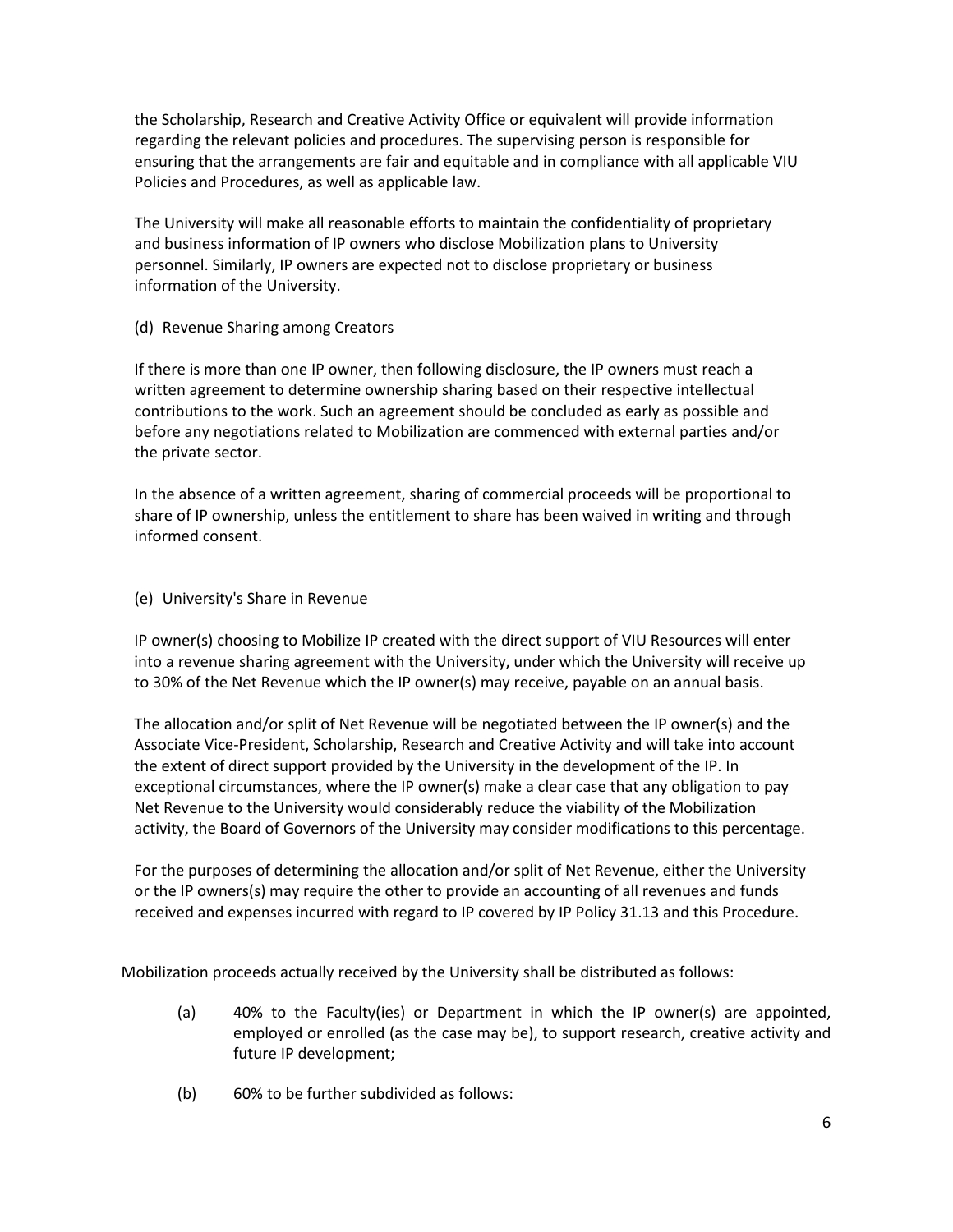the Scholarship, Research and Creative Activity Office or equivalent will provide information regarding the relevant policies and procedures. The supervising person is responsible for ensuring that the arrangements are fair and equitable and in compliance with all applicable VIU Policies and Procedures, as well as applicable law.

The University will make all reasonable efforts to maintain the confidentiality of proprietary and business information of IP owners who disclose Mobilization plans to University personnel. Similarly, IP owners are expected not to disclose proprietary or business information of the University.

(d) Revenue Sharing among Creators

If there is more than one IP owner, then following disclosure, the IP owners must reach a written agreement to determine ownership sharing based on their respective intellectual contributions to the work. Such an agreement should be concluded as early as possible and before any negotiations related to Mobilization are commenced with external parties and/or the private sector.

In the absence of a written agreement, sharing of commercial proceeds will be proportional to share of IP ownership, unless the entitlement to share has been waived in writing and through informed consent.

(e) University's Share in Revenue

IP owner(s) choosing to Mobilize IP created with the direct support of VIU Resources will enter into a revenue sharing agreement with the University, under which the University will receive up to 30% of the Net Revenue which the IP owner(s) may receive, payable on an annual basis.

The allocation and/or split of Net Revenue will be negotiated between the IP owner(s) and the Associate Vice-President, Scholarship, Research and Creative Activity and will take into account the extent of direct support provided by the University in the development of the IP. In exceptional circumstances, where the IP owner(s) make a clear case that any obligation to pay Net Revenue to the University would considerably reduce the viability of the Mobilization activity, the Board of Governors of the University may consider modifications to this percentage.

For the purposes of determining the allocation and/or split of Net Revenue, either the University or the IP owners(s) may require the other to provide an accounting of all revenues and funds received and expenses incurred with regard to IP covered by IP Policy 31.13 and this Procedure.

Mobilization proceeds actually received by the University shall be distributed as follows:

(a) 40% to the Faculty(ies) or Department in which the IP owner(s) are appointed, employed or enrolled (as the case may be), to support research, creative activity and future IP development;

(b) 60% to be further subdivided as follows: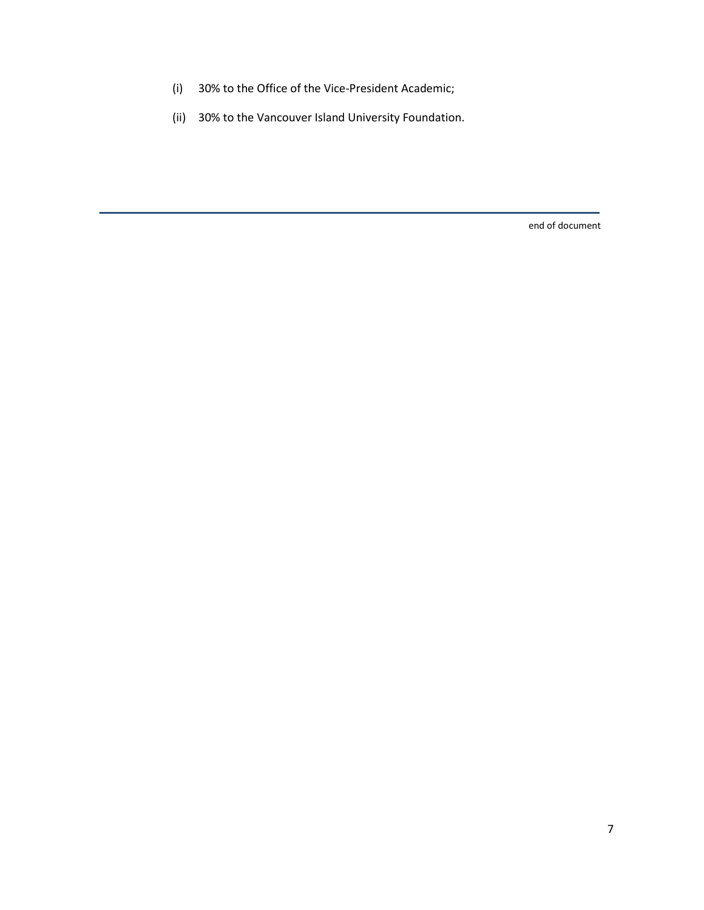(i) 30% to the Office of the Vice-President Academic;

(ii) 30% to the Vancouver Island University Foundation.

---

end of document